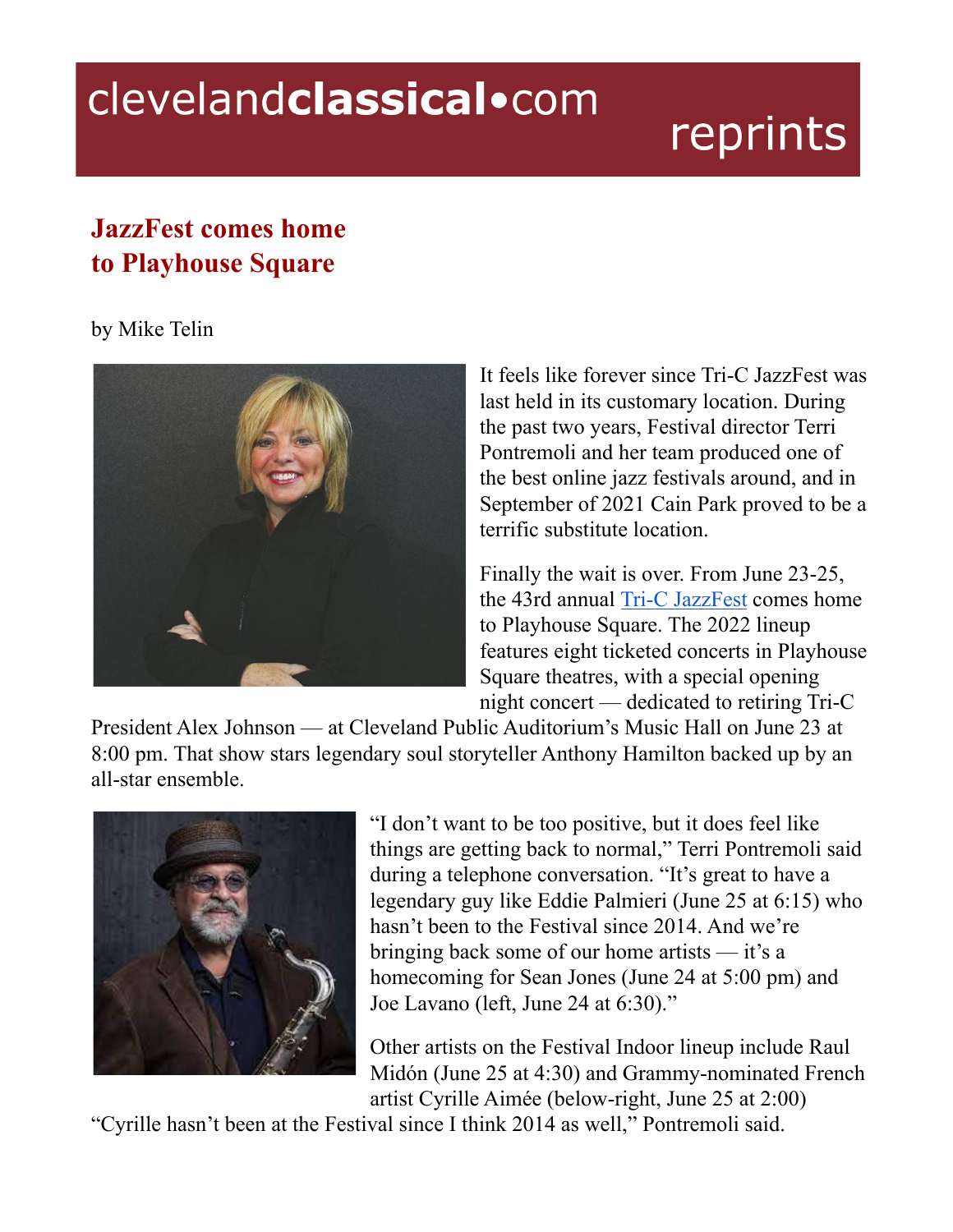# JazzFest comes home to Playhouse Square

by Mike Telin

It feels like forever since Tri-C JazzFest was last held in its customary location. During the past two years, Festival director Terri Pontremoli and her team produced one of the best online jazz festivals around, and in September of 2021 Cain Park proved to be a terrific substitute location.

Finally the wait is over. From June 23-25, the 43rd annual Tri-C JazzFest comes home to Playhouse Square. The 2022 lineup features eight ticketed concerts in Playhouse Square theatres, with a special opening night concert — dedicated to retiring Tri-C President Alex Johnson — at Cleveland Public Auditorium's Music Hall on June 23 at 8:00 pm. That show stars legendary soul storyteller Anthony Hamilton backed up by an all-star ensemble.

"I don't want to be too positive, but it does feel like things are getting back to normal," Terri Pontremoli said during a telephone conversation. "It's great to have a legendary guy like Eddie Palmieri (June 25 at 6:15) who hasn't been to the Festival since 2014. And we're bringing back some of our home artists — it's a homecoming for Sean Jones (June 24 at 5:00 pm) and Joe Lavano (left, June 24 at 6:30)."

Other artists on the Festival Indoor lineup include Raul Midón (June 25 at 4:30) and Grammy-nominated French artist Cyrille Aimée (below-right, June 25 at 2:00) "Cyrille hasn't been at the Festival since I think 2014 as well," Pontremoli said.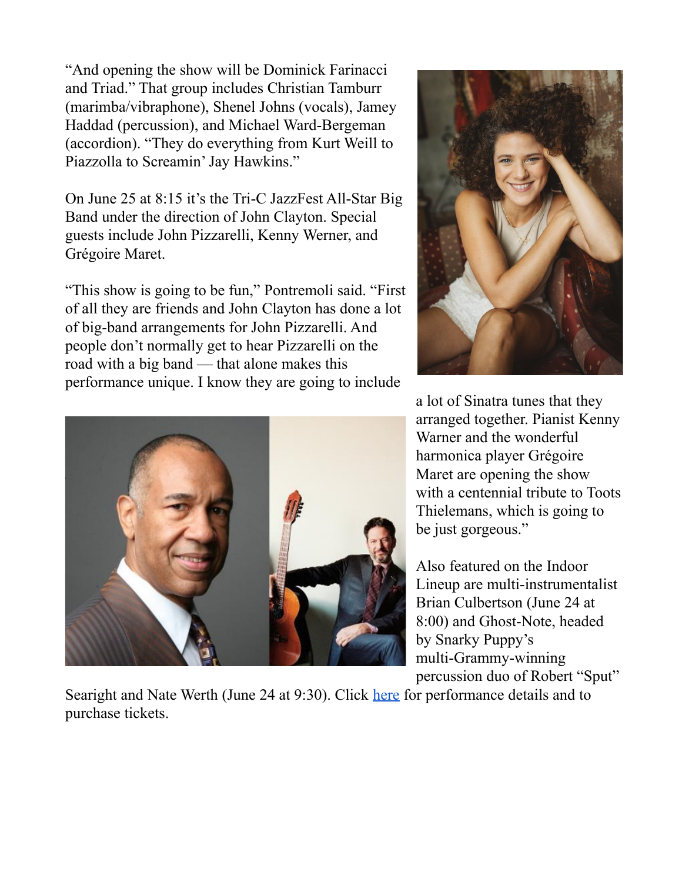"And opening the show will be Dominick Farinacci and Triad." That group includes Christian Tamburr (marimba/vibraphone), Shenel Johns (vocals), Jamey Haddad (percussion), and Michael Ward-Bergeman (accordion). "They do everything from Kurt Weill to Piazzolla to Screamin' Jay Hawkins."

On June 25 at 8:15 it's the Tri-C JazzFest All-Star Big Band under the direction of John Clayton. Special guests include John Pizzarelli, Kenny Werner, and Grégoire Maret.

"This show is going to be fun," Pontremoli said. "First of all they are friends and John Clayton has done a lot of big-band arrangements for John Pizzarelli. And people don't normally get to hear Pizzarelli on the road with a big band — that alone makes this performance unique. I know they are going to include a lot of Sinatra tunes that they arranged together. Pianist Kenny Warner and the wonderful harmonica player Grégoire Maret are opening the show with a centennial tribute to Toots Thielemans, which is going to be just gorgeous."

Also featured on the Indoor Lineup are multi-instrumentalist Brian Culbertson (June 24 at 8:00) and Ghost-Note, headed by Snarky Puppy's multi-Grammy-winning percussion duo of Robert "Sput" Searight and Nate Werth (June 24 at 9:30). Click [here] for performance details and to purchase tickets.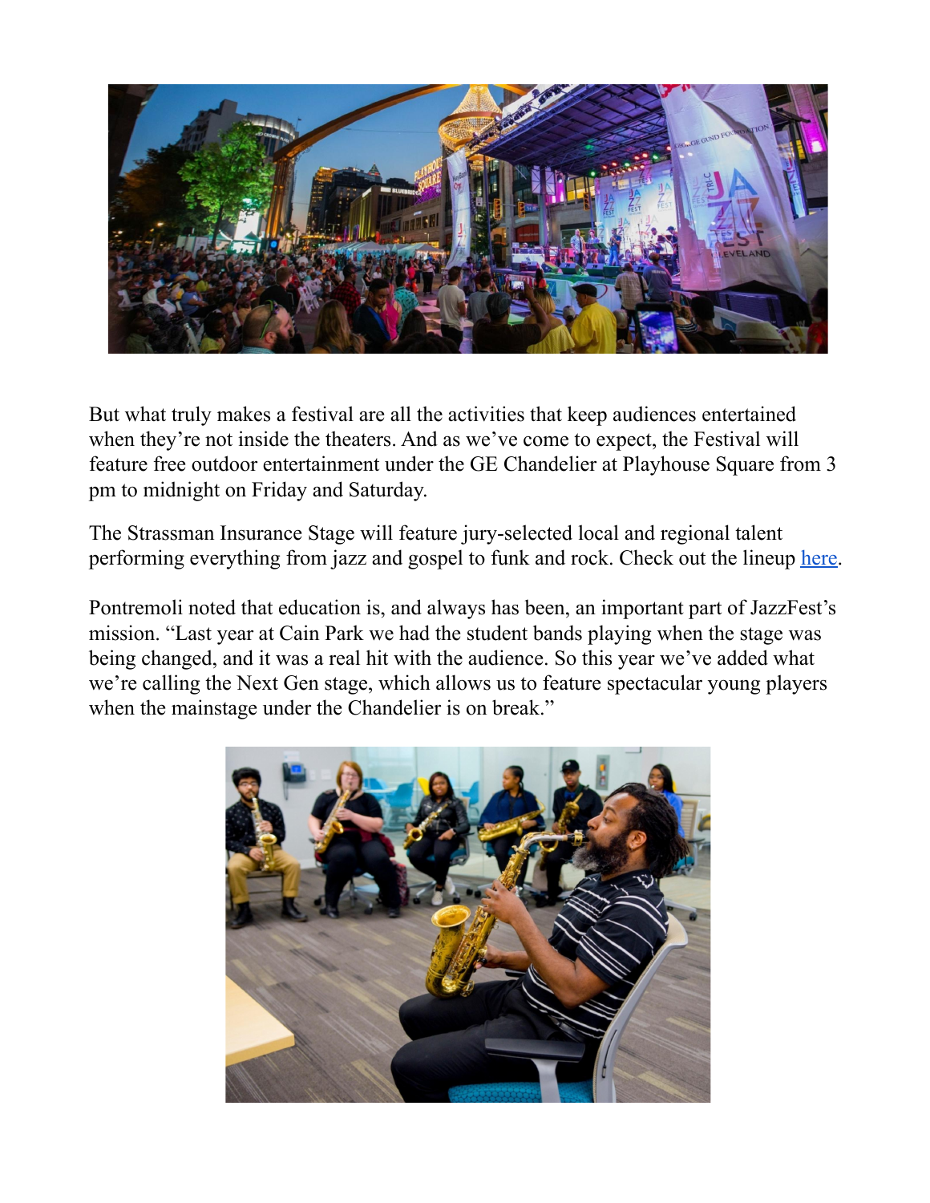But what truly makes a festival are all the activities that keep audiences entertained when they're not inside the theaters. And as we've come to expect, the Festival will feature free outdoor entertainment under the GE Chandelier at Playhouse Square from 3 pm to midnight on Friday and Saturday.

The Strassman Insurance Stage will feature jury-selected local and regional talent performing everything from jazz and gospel to funk and rock. Check out the lineup here.

Pontremoli noted that education is, and always has been, an important part of JazzFest's mission. "Last year at Cain Park we had the student bands playing when the stage was being changed, and it was a real hit with the audience. So this year we've added what we're calling the Next Gen stage, which allows us to feature spectacular young players when the mainstage under the Chandelier is on break."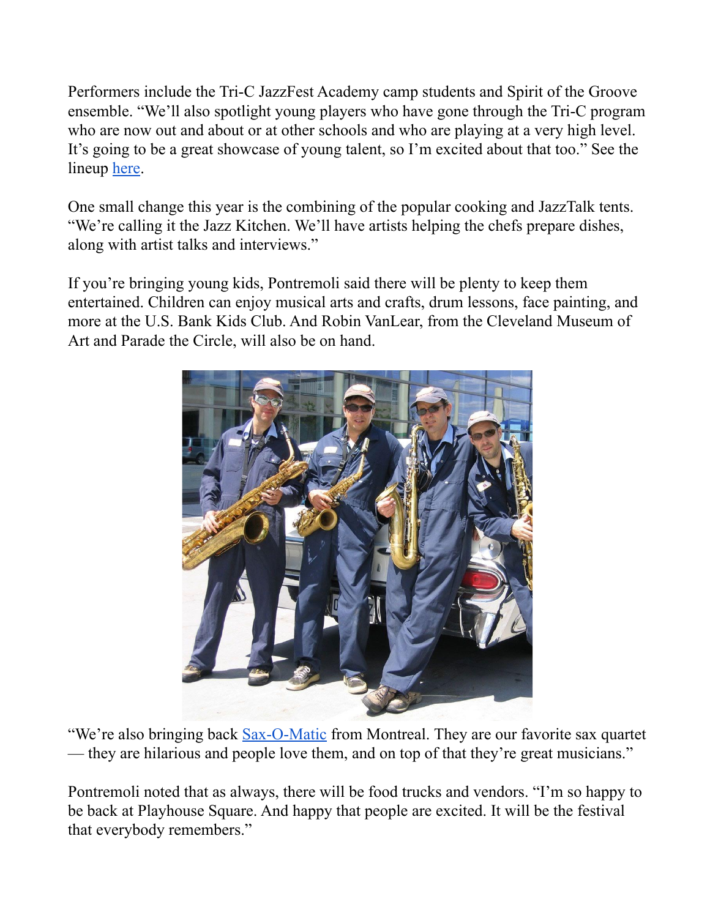Performers include the Tri-C JazzFest Academy camp students and Spirit of the Groove ensemble. "We'll also spotlight young players who have gone through the Tri-C program who are now out and about or at other schools and who are playing at a very high level. It's going to be a great showcase of young talent, so I'm excited about that too." See the lineup here.

One small change this year is the combining of the popular cooking and JazzTalk tents. "We're calling it the Jazz Kitchen. We'll have artists helping the chefs prepare dishes, along with artist talks and interviews."

If you're bringing young kids, Pontremoli said there will be plenty to keep them entertained. Children can enjoy musical arts and crafts, drum lessons, face painting, and more at the U.S. Bank Kids Club. And Robin VanLear, from the Cleveland Museum of Art and Parade the Circle, will also be on hand.

"We're also bringing back Sax-O-Matic from Montreal. They are our favorite sax quartet — they are hilarious and people love them, and on top of that they're great musicians."

Pontremoli noted that as always, there will be food trucks and vendors. "I'm so happy to be back at Playhouse Square. And happy that people are excited. It will be the festival that everybody remembers."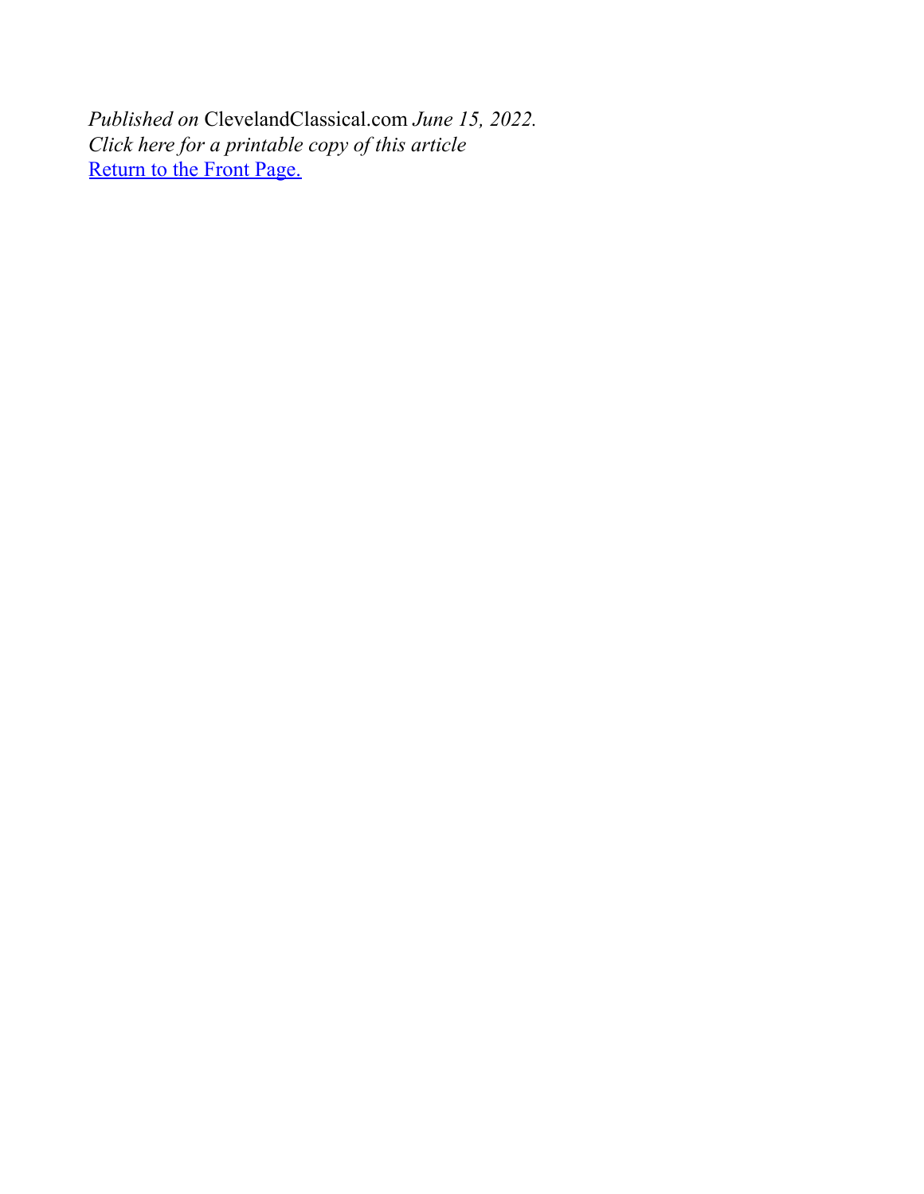*Published on* ClevelandClassical.com *June 15, 2022.*
*Click here for a printable copy of this article*
[Return to the Front Page.]